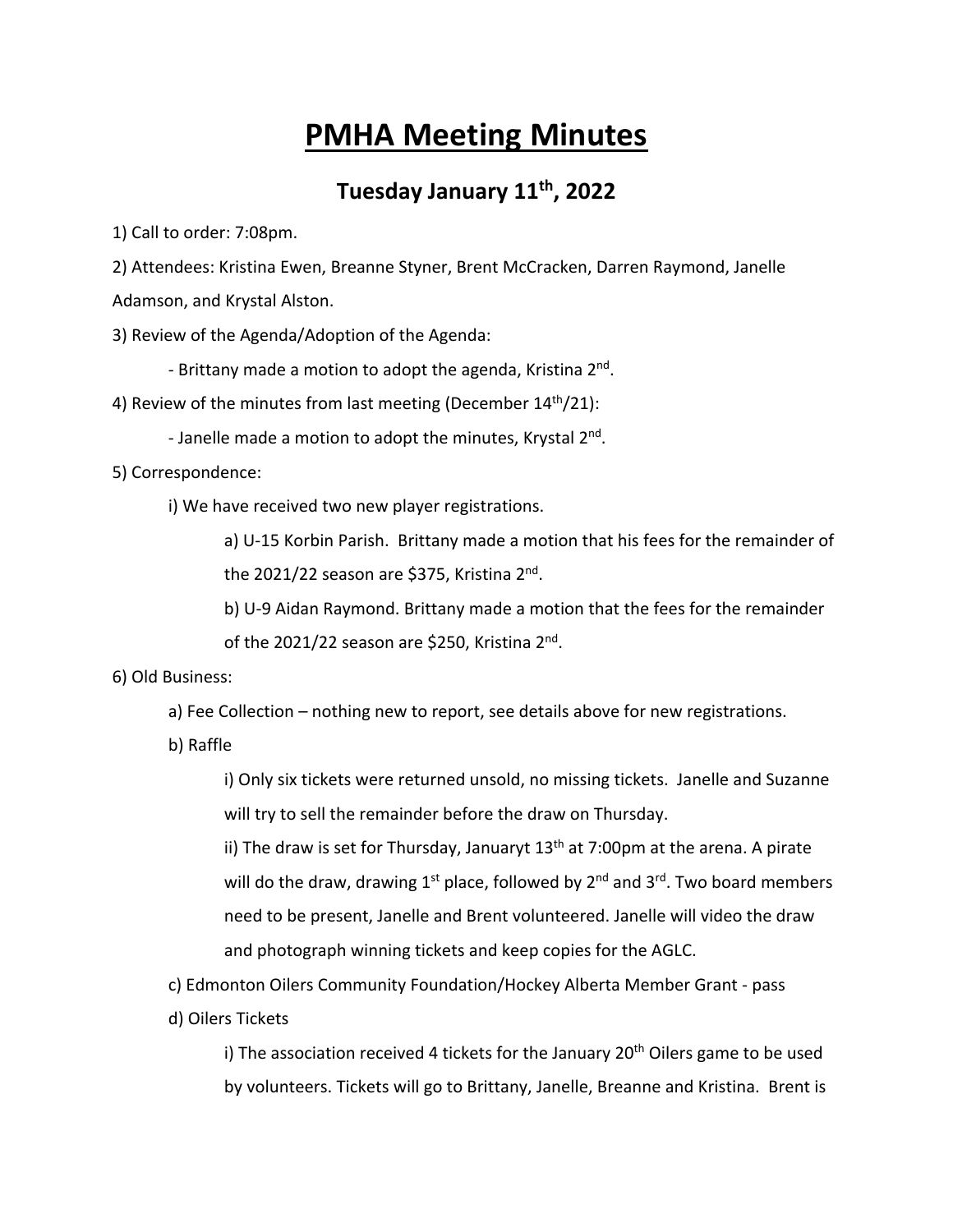# PMHA Meeting Minutes

## Tuesday January 11th, 2022

1) Call to order: 7:08pm.

2) Attendees: Kristina Ewen, Breanne Styner, Brent McCracken, Darren Raymond, Janelle Adamson, and Krystal Alston.

3) Review of the Agenda/Adoption of the Agenda:

- Brittany made a motion to adopt the agenda, Kristina 2nd.

4) Review of the minutes from last meeting (December 14th/21):

- Janelle made a motion to adopt the minutes, Krystal 2nd.

5) Correspondence:

i) We have received two new player registrations.

a) U-15 Korbin Parish. Brittany made a motion that his fees for the remainder of the 2021/22 season are $375, Kristina 2nd.

b) U-9 Aidan Raymond. Brittany made a motion that the fees for the remainder of the 2021/22 season are $250, Kristina 2nd.

6) Old Business:

a) Fee Collection – nothing new to report, see details above for new registrations.

b) Raffle

i) Only six tickets were returned unsold, no missing tickets. Janelle and Suzanne will try to sell the remainder before the draw on Thursday.

ii) The draw is set for Thursday, Januaryt 13th at 7:00pm at the arena. A pirate will do the draw, drawing 1st place, followed by 2nd and 3rd. Two board members need to be present, Janelle and Brent volunteered. Janelle will video the draw and photograph winning tickets and keep copies for the AGLC.

c) Edmonton Oilers Community Foundation/Hockey Alberta Member Grant - pass

d) Oilers Tickets

i) The association received 4 tickets for the January 20th Oilers game to be used by volunteers. Tickets will go to Brittany, Janelle, Breanne and Kristina. Brent is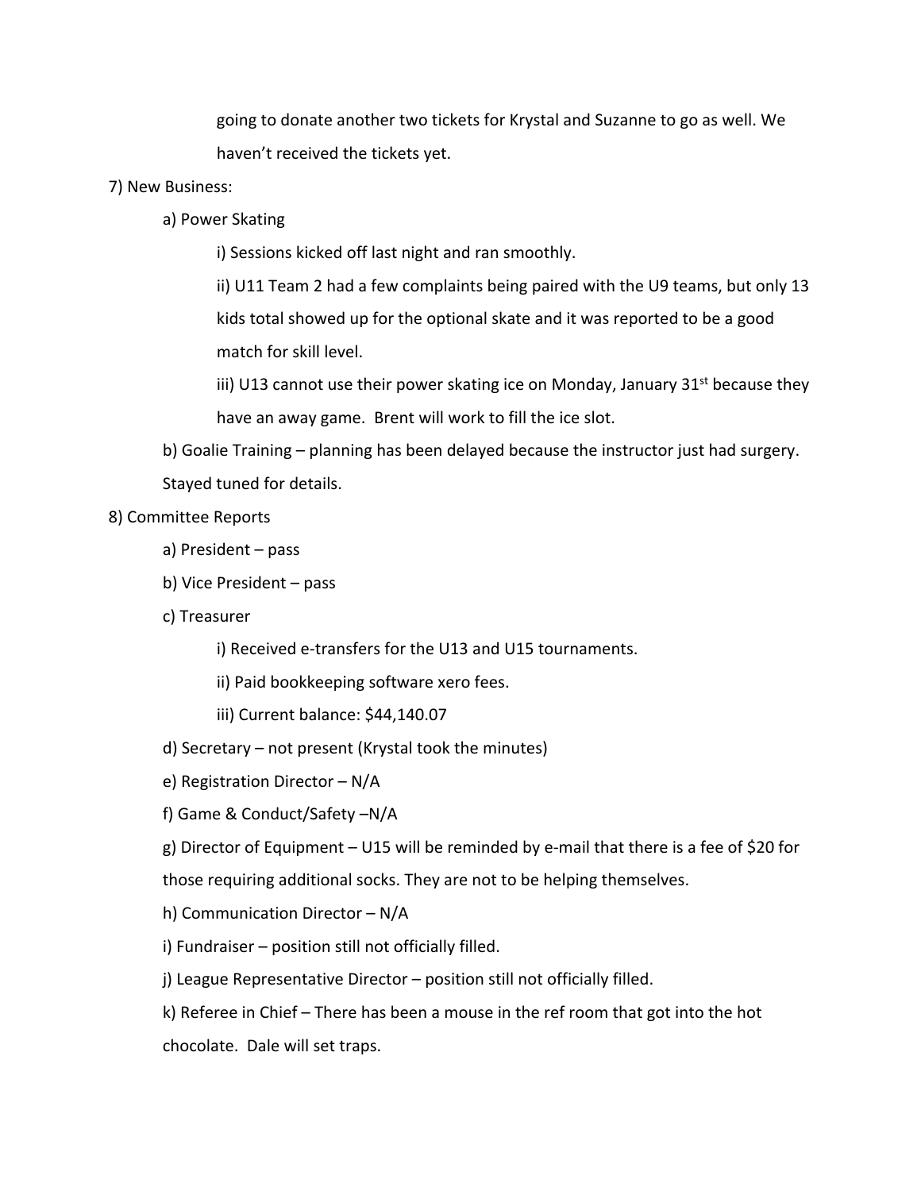going to donate another two tickets for Krystal and Suzanne to go as well. We haven't received the tickets yet.

7) New Business:

a) Power Skating

i) Sessions kicked off last night and ran smoothly.

ii) U11 Team 2 had a few complaints being paired with the U9 teams, but only 13 kids total showed up for the optional skate and it was reported to be a good match for skill level.

iii) U13 cannot use their power skating ice on Monday, January 31st because they have an away game. Brent will work to fill the ice slot.

b) Goalie Training – planning has been delayed because the instructor just had surgery. Stayed tuned for details.

8) Committee Reports

a) President – pass

b) Vice President – pass

c) Treasurer

i) Received e-transfers for the U13 and U15 tournaments.

ii) Paid bookkeeping software xero fees.

iii) Current balance: $44,140.07

d) Secretary – not present (Krystal took the minutes)

e) Registration Director – N/A

f) Game & Conduct/Safety –N/A

g) Director of Equipment – U15 will be reminded by e-mail that there is a fee of $20 for those requiring additional socks. They are not to be helping themselves.

h) Communication Director – N/A

i) Fundraiser – position still not officially filled.

j) League Representative Director – position still not officially filled.

k) Referee in Chief – There has been a mouse in the ref room that got into the hot chocolate. Dale will set traps.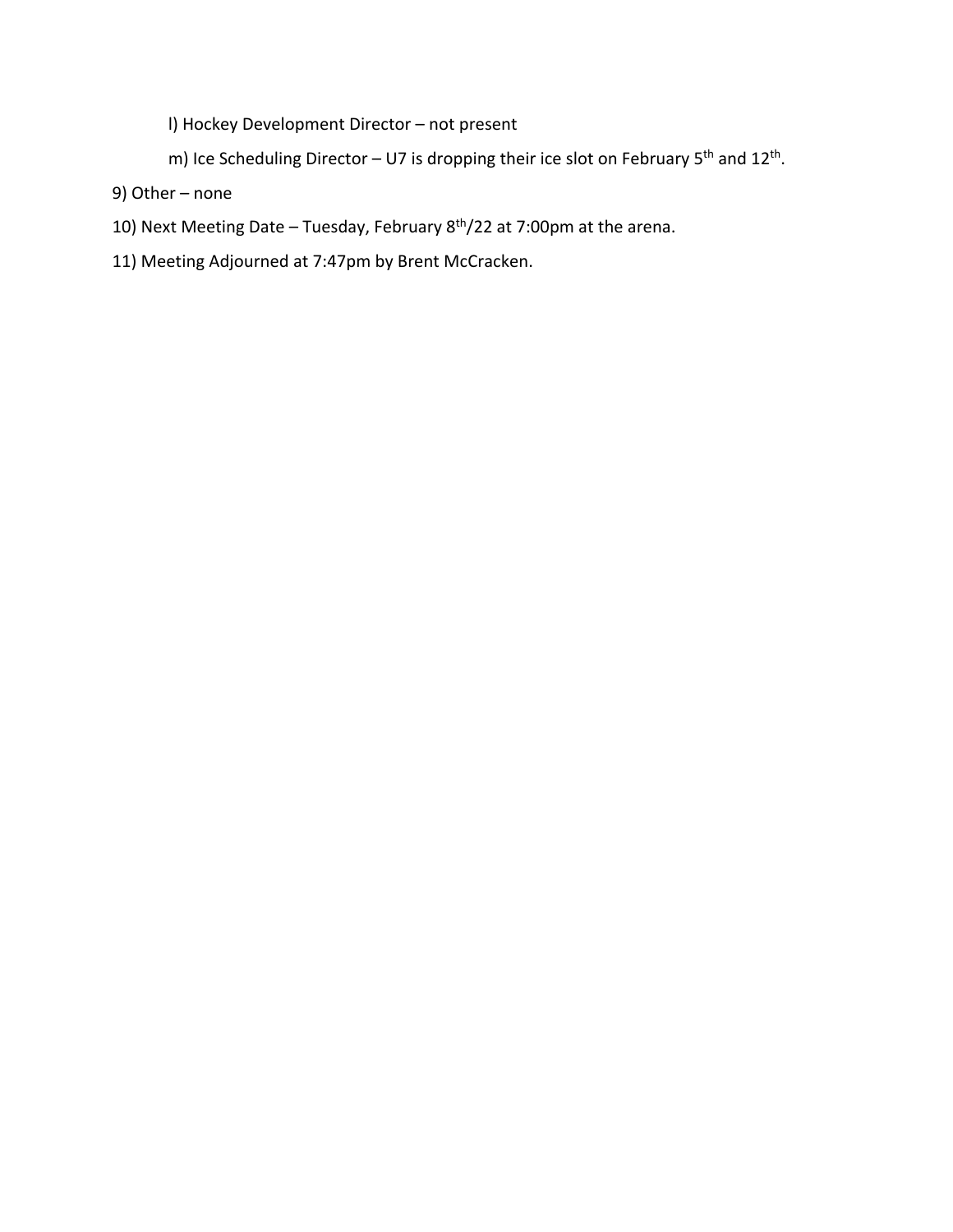l) Hockey Development Director – not present

m) Ice Scheduling Director – U7 is dropping their ice slot on February 5th and 12th.

9) Other – none

10) Next Meeting Date – Tuesday, February 8th/22 at 7:00pm at the arena.

11) Meeting Adjourned at 7:47pm by Brent McCracken.